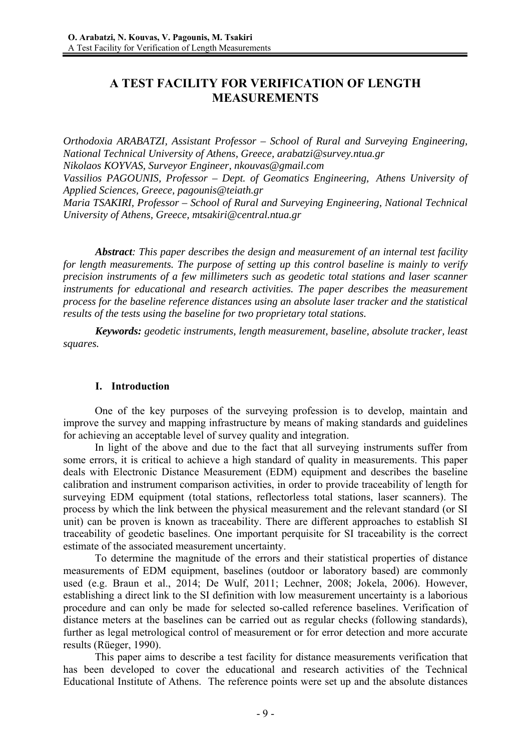# A TEST FACILITY FOR VERIFICATION OF LENGTH MEASUREMENTS

*Orthodoxia ARABATZI, Assistant Professor – School of Rural and Surveying Engineering, National Technical University of Athens, Greece, arabatzi@survey.ntua.gr*
*Nikolaos KOYVAS, Surveyor Engineer, nkouvas@gmail.com*
*Vassilios PAGOUNIS, Professor – Dept. of Geomatics Engineering, Athens University of Applied Sciences, Greece, pagounis@teiath.gr*
*Maria TSAKIRI, Professor – School of Rural and Surveying Engineering, National Technical University of Athens, Greece, mtsakiri@central.ntua.gr*

***Abstract**: This paper describes the design and measurement of an internal test facility for length measurements. The purpose of setting up this control baseline is mainly to verify precision instruments of a few millimeters such as geodetic total stations and laser scanner instruments for educational and research activities. The paper describes the measurement process for the baseline reference distances using an absolute laser tracker and the statistical results of the tests using the baseline for two proprietary total stations.*

***Keywords:** geodetic instruments, length measurement, baseline, absolute tracker, least squares.*

## I. Introduction

One of the key purposes of the surveying profession is to develop, maintain and improve the survey and mapping infrastructure by means of making standards and guidelines for achieving an acceptable level of survey quality and integration.

In light of the above and due to the fact that all surveying instruments suffer from some errors, it is critical to achieve a high standard of quality in measurements. This paper deals with Electronic Distance Measurement (EDM) equipment and describes the baseline calibration and instrument comparison activities, in order to provide traceability of length for surveying EDM equipment (total stations, reflectorless total stations, laser scanners). The process by which the link between the physical measurement and the relevant standard (or SI unit) can be proven is known as traceability. There are different approaches to establish SI traceability of geodetic baselines. One important perquisite for SI traceability is the correct estimate of the associated measurement uncertainty.

To determine the magnitude of the errors and their statistical properties of distance measurements of EDM equipment, baselines (outdoor or laboratory based) are commonly used (e.g. Braun et al., 2014; De Wulf, 2011; Lechner, 2008; Jokela, 2006). However, establishing a direct link to the SI definition with low measurement uncertainty is a laborious procedure and can only be made for selected so-called reference baselines. Verification of distance meters at the baselines can be carried out as regular checks (following standards), further as legal metrological control of measurement or for error detection and more accurate results (Rüeger, 1990).

This paper aims to describe a test facility for distance measurements verification that has been developed to cover the educational and research activities of the Technical Educational Institute of Athens. The reference points were set up and the absolute distances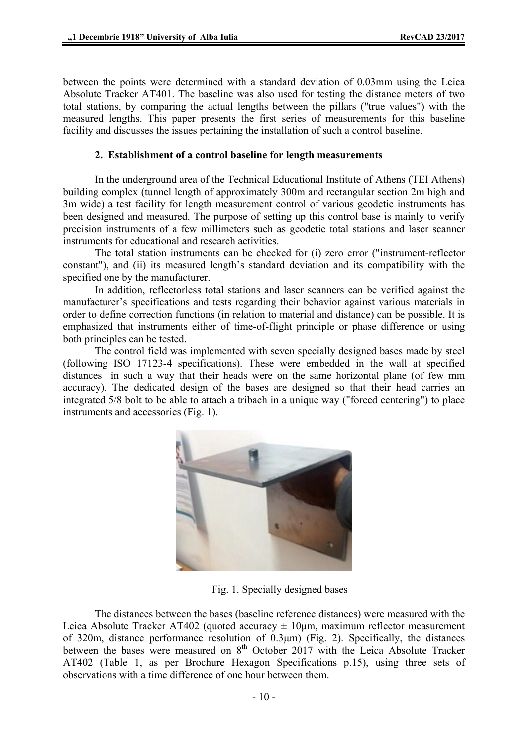between the points were determined with a standard deviation of 0.03mm using the Leica Absolute Tracker AT401. The baseline was also used for testing the distance meters of two total stations, by comparing the actual lengths between the pillars ("true values") with the measured lengths. This paper presents the first series of measurements for this baseline facility and discusses the issues pertaining the installation of such a control baseline.

## 2. Establishment of a control baseline for length measurements

In the underground area of the Technical Educational Institute of Athens (TEI Athens) building complex (tunnel length of approximately 300m and rectangular section 2m high and 3m wide) a test facility for length measurement control of various geodetic instruments has been designed and measured. The purpose of setting up this control base is mainly to verify precision instruments of a few millimeters such as geodetic total stations and laser scanner instruments for educational and research activities.

The total station instruments can be checked for (i) zero error ("instrument-reflector constant"), and (ii) its measured length's standard deviation and its compatibility with the specified one by the manufacturer.

In addition, reflectorless total stations and laser scanners can be verified against the manufacturer's specifications and tests regarding their behavior against various materials in order to define correction functions (in relation to material and distance) can be possible. It is emphasized that instruments either of time-of-flight principle or phase difference or using both principles can be tested.

The control field was implemented with seven specially designed bases made by steel (following ISO 17123-4 specifications). These were embedded in the wall at specified distances in such a way that their heads were on the same horizontal plane (of few mm accuracy). The dedicated design of the bases are designed so that their head carries an integrated 5/8 bolt to be able to attach a tribach in a unique way ("forced centering") to place instruments and accessories (Fig. 1).

Fig. 1. Specially designed bases

The distances between the bases (baseline reference distances) were measured with the Leica Absolute Tracker AT402 (quoted accuracy ± 10μm, maximum reflector measurement of 320m, distance performance resolution of 0.3μm) (Fig. 2). Specifically, the distances between the bases were measured on 8th October 2017 with the Leica Absolute Tracker AT402 (Table 1, as per Brochure Hexagon Specifications p.15), using three sets of observations with a time difference of one hour between them.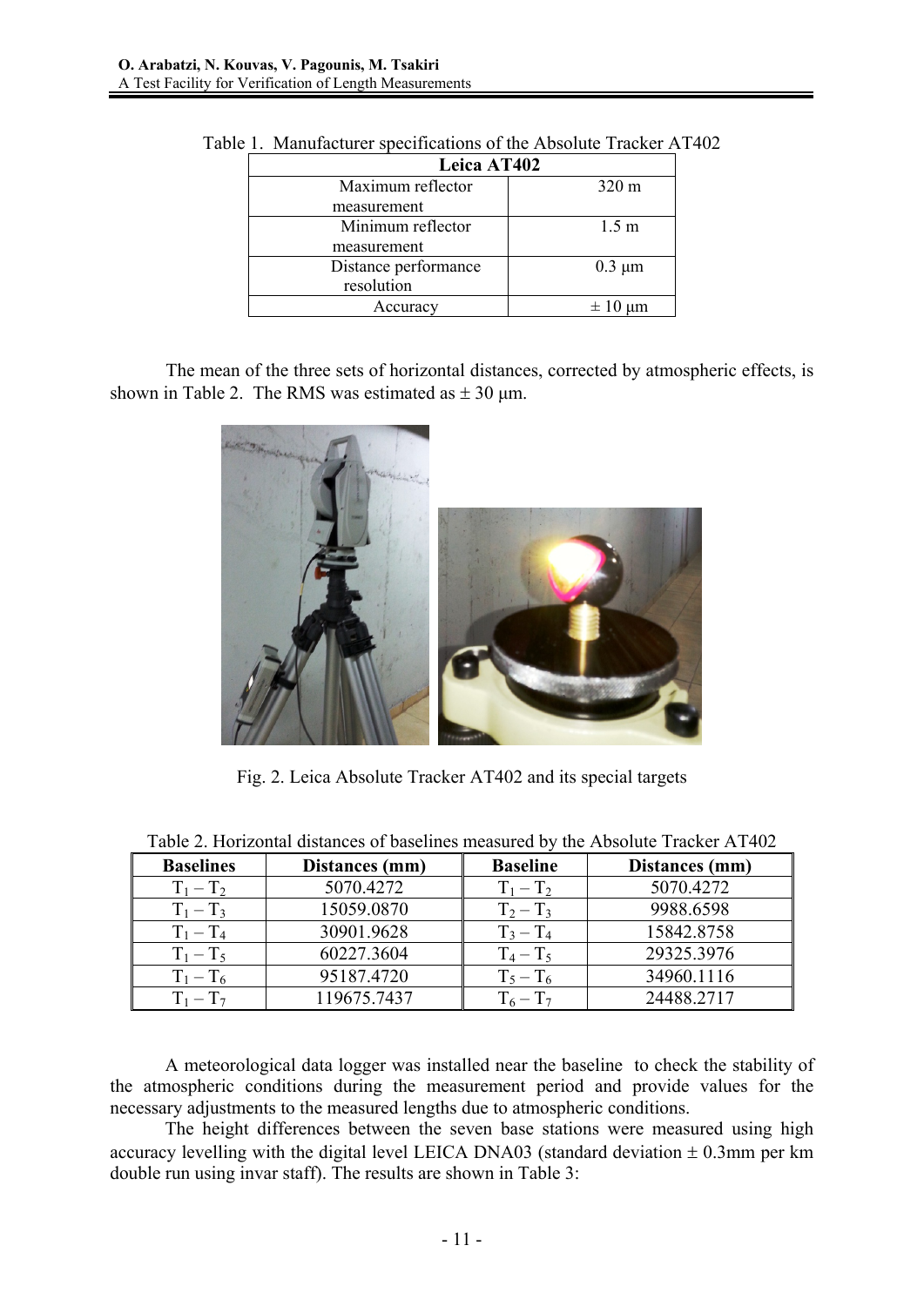Table 1. Manufacturer specifications of the Absolute Tracker AT402

| Leica AT402 | |
|---|---|
| Maximum reflector measurement | 320 m |
| Minimum reflector measurement | 1.5 m |
| Distance performance resolution | 0.3 μm |
| Accuracy | ± 10 μm |

The mean of the three sets of horizontal distances, corrected by atmospheric effects, is shown in Table 2. The RMS was estimated as ± 30 μm.

Fig. 2. Leica Absolute Tracker AT402 and its special targets

Table 2. Horizontal distances of baselines measured by the Absolute Tracker AT402

| Baselines | Distances (mm) | Baseline | Distances (mm) |
|---|---|---|---|
| $T_1 - T_2$ | 5070.4272 | $T_1 - T_2$ | 5070.4272 |
| $T_1 - T_3$ | 15059.0870 | $T_2 - T_3$ | 9988.6598 |
| $T_1 - T_4$ | 30901.9628 | $T_3 - T_4$ | 15842.8758 |
| $T_1 - T_5$ | 60227.3604 | $T_4 - T_5$ | 29325.3976 |
| $T_1 - T_6$ | 95187.4720 | $T_5 - T_6$ | 34960.1116 |
| $T_1 - T_7$ | 119675.7437 | $T_6 - T_7$ | 24488.2717 |

A meteorological data logger was installed near the baseline to check the stability of the atmospheric conditions during the measurement period and provide values for the necessary adjustments to the measured lengths due to atmospheric conditions.

The height differences between the seven base stations were measured using high accuracy levelling with the digital level LEICA DNA03 (standard deviation ± 0.3mm per km double run using invar staff). The results are shown in Table 3: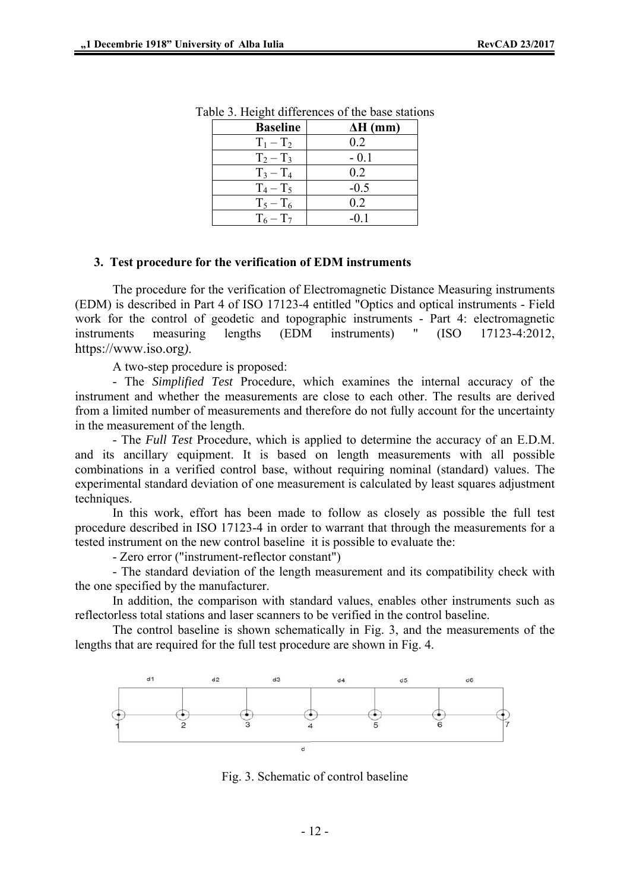Table 3. Height differences of the base stations

| Baseline | ΔH (mm) |
|---|---|
| $T_1 - T_2$ | 0.2 |
| $T_2 - T_3$ | - 0.1 |
| $T_3 - T_4$ | 0.2 |
| $T_4 - T_5$ | -0.5 |
| $T_5 - T_6$ | 0.2 |
| $T_6 - T_7$ | -0.1 |

### 3. Test procedure for the verification of EDM instruments

The procedure for the verification of Electromagnetic Distance Measuring instruments (EDM) is described in Part 4 of ISO 17123-4 entitled "Optics and optical instruments - Field work for the control of geodetic and topographic instruments - Part 4: electromagnetic instruments measuring lengths (EDM instruments) " (ISO 17123-4:2012, https://www.iso.org*)*.

A two-step procedure is proposed:

- The *Simplified Test* Procedure, which examines the internal accuracy of the instrument and whether the measurements are close to each other. The results are derived from a limited number of measurements and therefore do not fully account for the uncertainty in the measurement of the length.

- The *Full Test* Procedure, which is applied to determine the accuracy of an E.D.M. and its ancillary equipment. It is based on length measurements with all possible combinations in a verified control base, without requiring nominal (standard) values. The experimental standard deviation of one measurement is calculated by least squares adjustment techniques.

In this work, effort has been made to follow as closely as possible the full test procedure described in ISO 17123-4 in order to warrant that through the measurements for a tested instrument on the new control baseline it is possible to evaluate the:

- Zero error ("instrument-reflector constant")

- The standard deviation of the length measurement and its compatibility check with the one specified by the manufacturer.

In addition, the comparison with standard values, enables other instruments such as reflectorless total stations and laser scanners to be verified in the control baseline.

The control baseline is shown schematically in Fig. 3, and the measurements of the lengths that are required for the full test procedure are shown in Fig. 4.

Fig. 3. Schematic of control baseline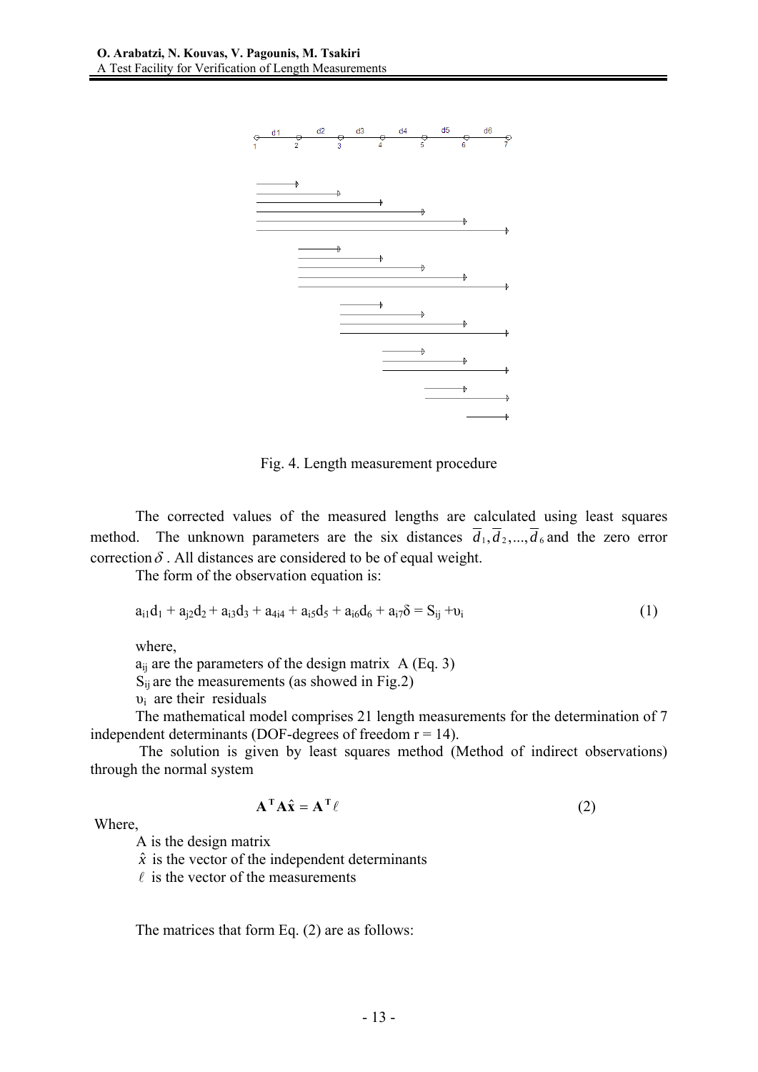Fig. 4. Length measurement procedure

The corrected values of the measured lengths are calculated using least squares method. The unknown parameters are the six distances $\overline{d}_1, \overline{d}_2, ..., \overline{d}_6$ and the zero error correction $\delta$. All distances are considered to be of equal weight.

The form of the observation equation is:

$$a_{i1}d_1 + a_{j2}d_2 + a_{i3}d_3 + a_{4i4} + a_{i5}d_5 + a_{i6}d_6 + a_{i7}\delta = S_{ij} + \upsilon_i \quad (1)$$

where,

$a_{ij}$ are the parameters of the design matrix A (Eq. 3)

$S_{ij}$ are the measurements (as showed in Fig.2)

$\upsilon_i$ are their residuals

The mathematical model comprises 21 length measurements for the determination of 7 independent determinants (DOF-degrees of freedom r = 14).

The solution is given by least squares method (Method of indirect observations) through the normal system

$$\mathbf{A}^{\mathbf{T}}\mathbf{A}\hat{\mathbf{x}} = \mathbf{A}^{\mathbf{T}}\ell \quad (2)$$

Where,

A is the design matrix

$\hat{x}$ is the vector of the independent determinants

$\ell$ is the vector of the measurements

The matrices that form Eq. (2) are as follows: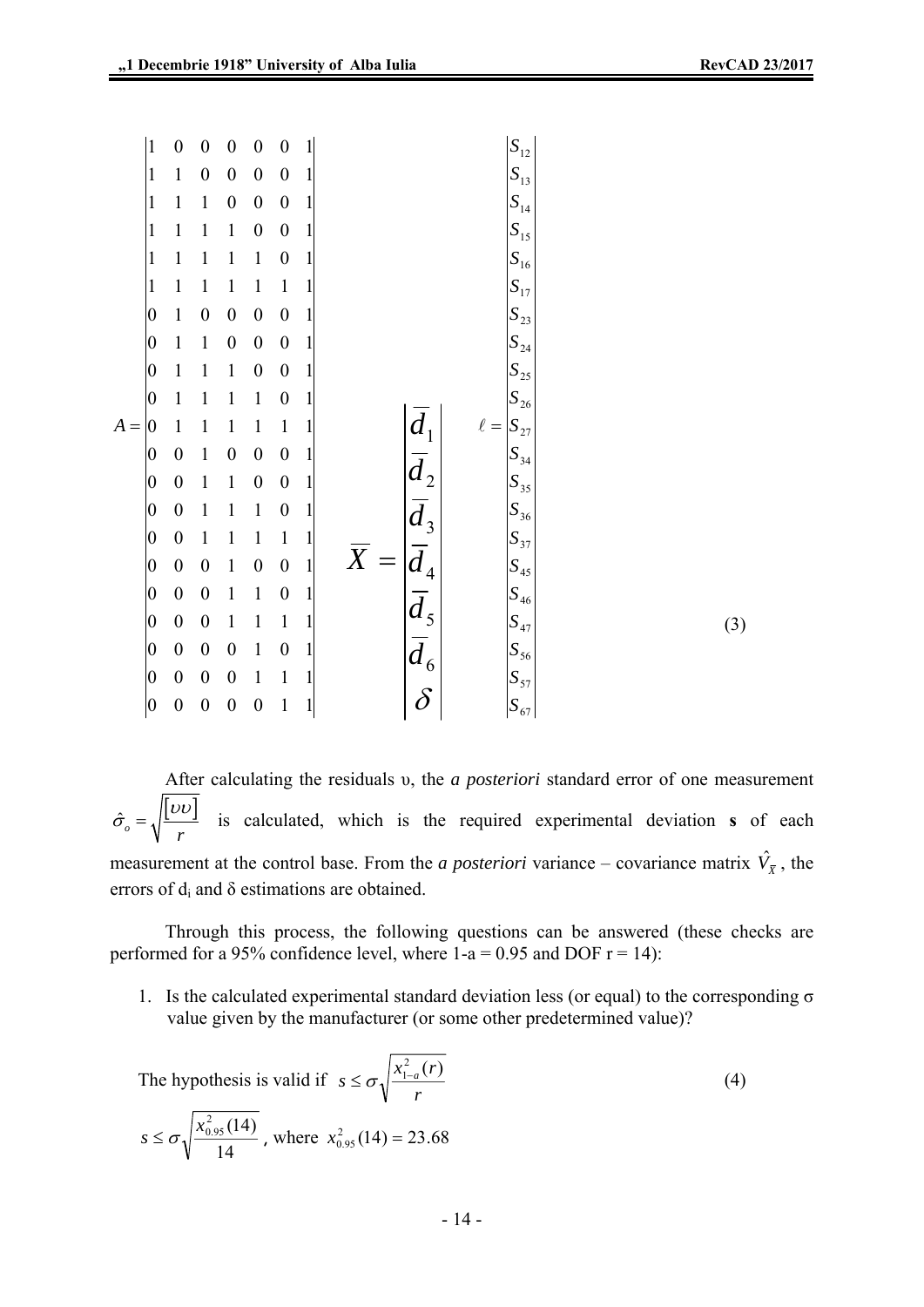$$A = \begin{vmatrix} 1 & 0 & 0 & 0 & 0 & 0 & 1 \\ 1 & 1 & 0 & 0 & 0 & 0 & 1 \\ 1 & 1 & 1 & 0 & 0 & 0 & 1 \\ 1 & 1 & 1 & 1 & 0 & 0 & 1 \\ 1 & 1 & 1 & 1 & 1 & 0 & 1 \\ 1 & 1 & 1 & 1 & 1 & 1 & 1 \\ 0 & 1 & 0 & 0 & 0 & 0 & 1 \\ 0 & 1 & 1 & 0 & 0 & 0 & 1 \\ 0 & 1 & 1 & 1 & 0 & 0 & 1 \\ 0 & 1 & 1 & 1 & 1 & 0 & 1 \\ 0 & 1 & 1 & 1 & 1 & 1 & 1 \\ 0 & 0 & 1 & 0 & 0 & 0 & 1 \\ 0 & 0 & 1 & 1 & 0 & 0 & 1 \\ 0 & 0 & 1 & 1 & 1 & 0 & 1 \\ 0 & 0 & 1 & 1 & 1 & 1 & 1 \\ 0 & 0 & 0 & 1 & 0 & 0 & 1 \\ 0 & 0 & 0 & 1 & 1 & 0 & 1 \\ 0 & 0 & 0 & 1 & 1 & 1 & 1 \\ 0 & 0 & 0 & 0 & 1 & 0 & 1 \\ 0 & 0 & 0 & 0 & 1 & 1 & 1 \\ 0 & 0 & 0 & 0 & 0 & 1 & 1 \end{vmatrix} \quad \overline{X} = \begin{vmatrix} \overline{d}_1 \\ \overline{d}_2 \\ \overline{d}_3 \\ \overline{d}_4 \\ \overline{d}_5 \\ \overline{d}_6 \\ \delta \end{vmatrix} \quad \ell = \begin{vmatrix} S_{12} \\ S_{13} \\ S_{14} \\ S_{15} \\ S_{16} \\ S_{17} \\ S_{23} \\ S_{24} \\ S_{25} \\ S_{26} \\ S_{27} \\ S_{34} \\ S_{35} \\ S_{36} \\ S_{37} \\ S_{45} \\ S_{46} \\ S_{47} \\ S_{56} \\ S_{57} \\ S_{67} \end{vmatrix} \tag{3}$$

After calculating the residuals υ, the *a posteriori* standard error of one measurement $\hat{\sigma}_o = \sqrt{\frac{[\upsilon\upsilon]}{r}}$ is calculated, which is the required experimental deviation **s** of each measurement at the control base. From the *a posteriori* variance – covariance matrix $\hat{V}_{\overline{X}}$, the errors of $d_i$ and δ estimations are obtained.

Through this process, the following questions can be answered (these checks are performed for a 95% confidence level, where 1-a = 0.95 and DOF r = 14):

1. Is the calculated experimental standard deviation less (or equal) to the corresponding σ value given by the manufacturer (or some other predetermined value)?

The hypothesis is valid if $s \leq \sigma\sqrt{\frac{x^2_{1-a}(r)}{r}}$ (4)

$s \leq \sigma\sqrt{\frac{x^2_{0.95}(14)}{14}}$, where $x^2_{0.95}(14) = 23.68$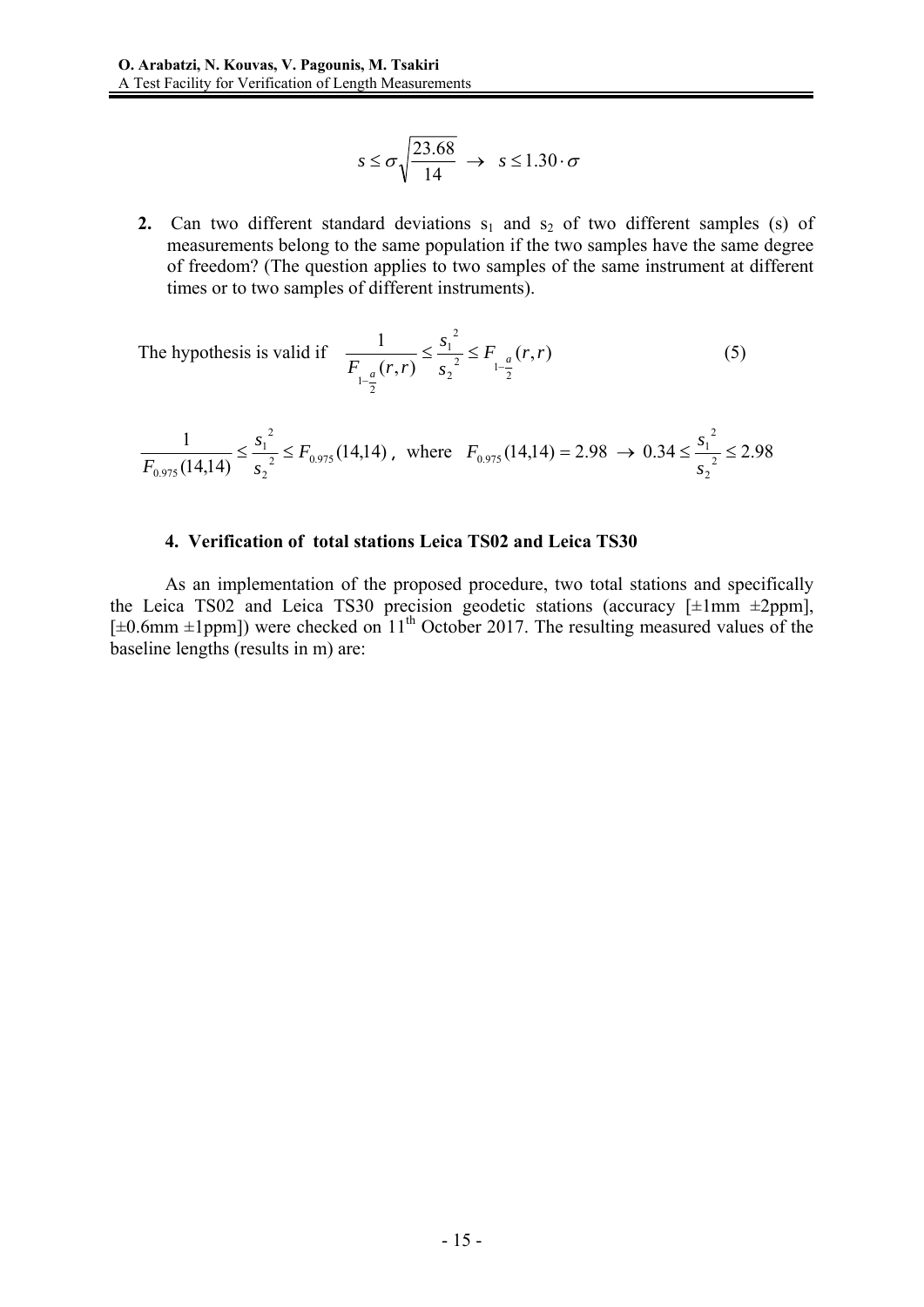$$s \leq \sigma\sqrt{\frac{23.68}{14}} \;\rightarrow\; s \leq 1.30 \cdot \sigma$$

2. Can two different standard deviations $s_1$ and $s_2$ of two different samples (s) of measurements belong to the same population if the two samples have the same degree of freedom? (The question applies to two samples of the same instrument at different times or to two samples of different instruments).

The hypothesis is valid if $\dfrac{1}{F_{1-\frac{a}{2}}(r,r)} \leq \dfrac{s_1^{\,2}}{s_2^{\,2}} \leq F_{1-\frac{a}{2}}(r,r)$ (5)

$$\frac{1}{F_{0.975}(14,14)} \leq \frac{s_1^{\,2}}{s_2^{\,2}} \leq F_{0.975}(14,14)\text{, where } F_{0.975}(14,14) = 2.98 \;\rightarrow\; 0.34 \leq \frac{s_1^{\,2}}{s_2^{\,2}} \leq 2.98$$

#### 4. Verification of total stations Leica TS02 and Leica TS30

As an implementation of the proposed procedure, two total stations and specifically the Leica TS02 and Leica TS30 precision geodetic stations (accuracy [±1mm ±2ppm], [±0.6mm ±1ppm]) were checked on 11th October 2017. The resulting measured values of the baseline lengths (results in m) are: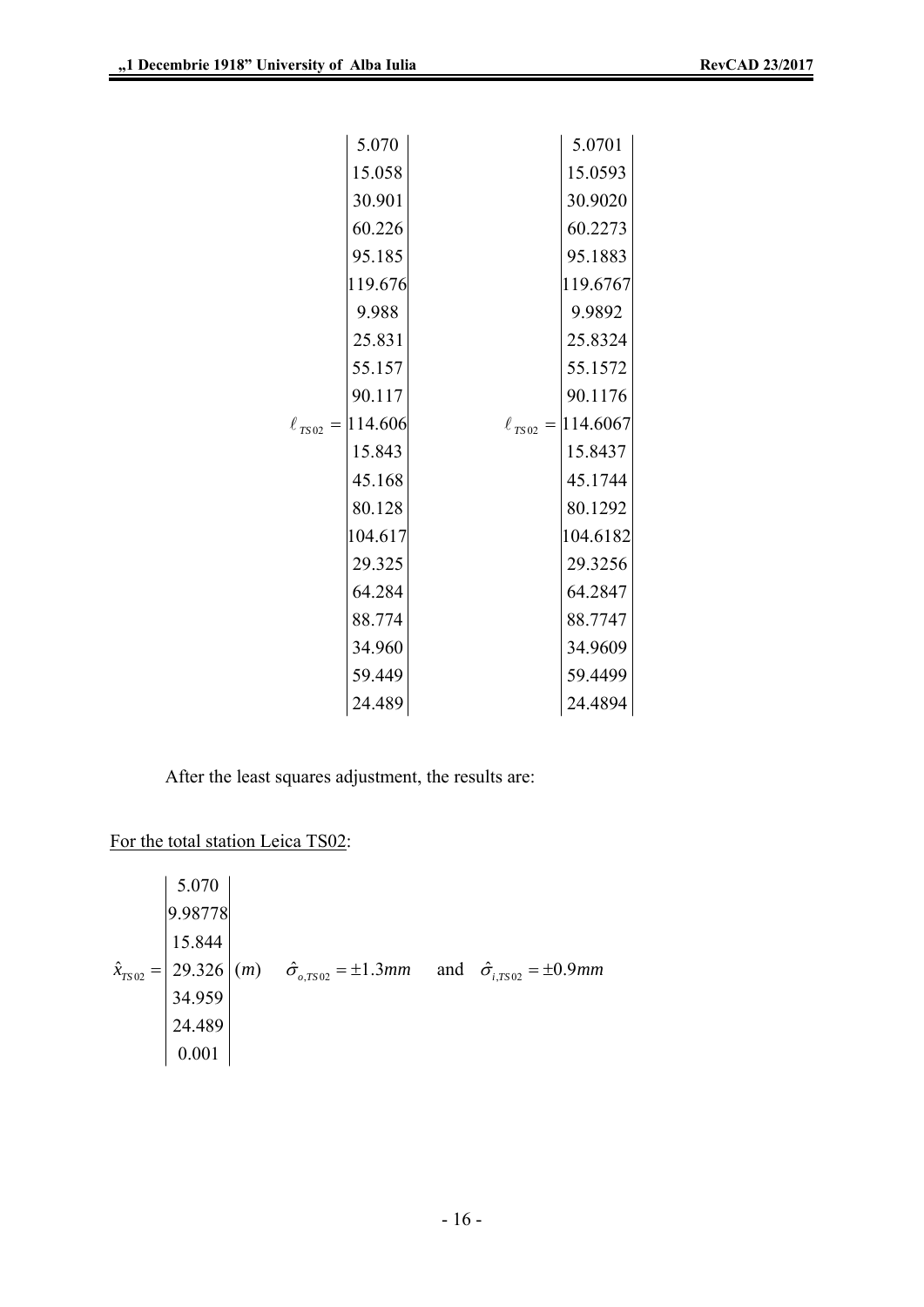$$\ell_{TS02} = \begin{vmatrix} 5.070 \\ 15.058 \\ 30.901 \\ 60.226 \\ 95.185 \\ 119.676 \\ 9.988 \\ 25.831 \\ 55.157 \\ 90.117 \\ 114.606 \\ 15.843 \\ 45.168 \\ 80.128 \\ 104.617 \\ 29.325 \\ 64.284 \\ 88.774 \\ 34.960 \\ 59.449 \\ 24.489 \end{vmatrix} \qquad \ell_{TS02} = \begin{vmatrix} 5.0701 \\ 15.0593 \\ 30.9020 \\ 60.2273 \\ 95.1883 \\ 119.6767 \\ 9.9892 \\ 25.8324 \\ 55.1572 \\ 90.1176 \\ 114.6067 \\ 15.8437 \\ 45.1744 \\ 80.1292 \\ 104.6182 \\ 29.3256 \\ 64.2847 \\ 88.7747 \\ 34.9609 \\ 59.4499 \\ 24.4894 \end{vmatrix}$$

After the least squares adjustment, the results are:

For the total station Leica TS02:

$$\hat{x}_{TS02} = \begin{vmatrix} 5.070 \\ 9.98778 \\ 15.844 \\ 29.326 \\ 34.959 \\ 24.489 \\ 0.001 \end{vmatrix} (m) \qquad \hat{\sigma}_{o,TS02} = \pm 1.3mm \quad \text{and} \quad \hat{\sigma}_{i,TS02} = \pm 0.9mm$$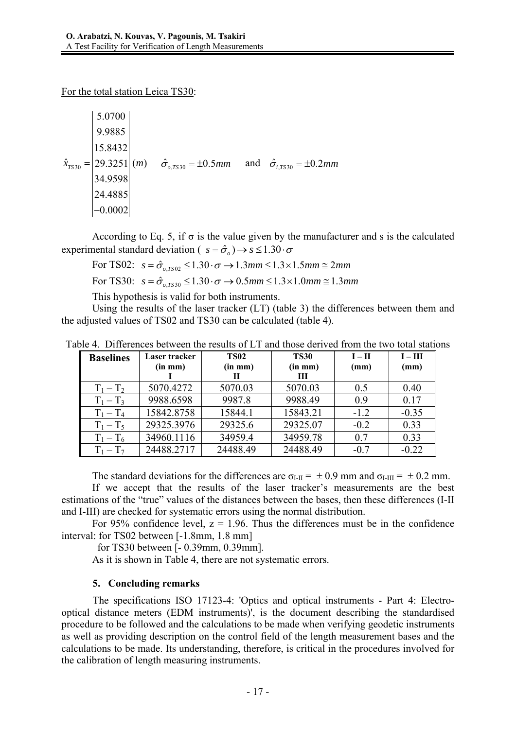For the total station Leica TS30:

$$\hat{x}_{TS30} = \begin{vmatrix} 5.0700 \\ 9.9885 \\ 15.8432 \\ 29.3251 \\ 34.9598 \\ 24.4885 \\ -0.0002 \end{vmatrix} (m) \quad \hat{\sigma}_{o,TS30} = \pm 0.5mm \quad \text{and} \quad \hat{\sigma}_{i,TS30} = \pm 0.2mm$$

According to Eq. 5, if σ is the value given by the manufacturer and s is the calculated experimental standard deviation ( $s = \hat{\sigma}_o) \rightarrow s \leq 1.30 \cdot \sigma$

For TS02: $s = \hat{\sigma}_{o,TS02} \leq 1.30 \cdot \sigma \rightarrow 1.3mm \leq 1.3 \times 1.5mm \cong 2mm$

For TS30: $s = \hat{\sigma}_{o,TS30} \leq 1.30 \cdot \sigma \rightarrow 0.5mm \leq 1.3 \times 1.0mm \cong 1.3mm$

This hypothesis is valid for both instruments.

Using the results of the laser tracker (LT) (table 3) the differences between them and the adjusted values of TS02 and TS30 can be calculated (table 4).

Table 4. Differences between the results of LT and those derived from the two total stations

| Baselines | Laser tracker (in mm) I | TS02 (in mm) II | TS30 (in mm) III | I – II (mm) | I – III (mm) |
|---|---|---|---|---|---|
| $T_1 - T_2$ | 5070.4272 | 5070.03 | 5070.03 | 0.5 | 0.40 |
| $T_1 - T_3$ | 9988.6598 | 9987.8 | 9988.49 | 0.9 | 0.17 |
| $T_1 - T_4$ | 15842.8758 | 15844.1 | 15843.21 | -1.2 | -0.35 |
| $T_1 - T_5$ | 29325.3976 | 29325.6 | 29325.07 | -0.2 | 0.33 |
| $T_1 - T_6$ | 34960.1116 | 34959.4 | 34959.78 | 0.7 | 0.33 |
| $T_1 - T_7$ | 24488.2717 | 24488.49 | 24488.49 | -0.7 | -0.22 |

The standard deviations for the differences are $\sigma_{I\text{-}II} = \pm 0.9$ mm and $\sigma_{I\text{-}III} = \pm 0.2$ mm.

If we accept that the results of the laser tracker's measurements are the best estimations of the "true" values of the distances between the bases, then these differences (I-II and I-III) are checked for systematic errors using the normal distribution.

For 95% confidence level, z = 1.96. Thus the differences must be in the confidence interval: for TS02 between [-1.8mm, 1.8 mm]

for TS30 between [- 0.39mm, 0.39mm].

As it is shown in Table 4, there are not systematic errors.

## 5. Concluding remarks

The specifications ISO 17123-4: 'Optics and optical instruments - Part 4: Electro-optical distance meters (EDM instruments)', is the document describing the standardised procedure to be followed and the calculations to be made when verifying geodetic instruments as well as providing description on the control field of the length measurement bases and the calculations to be made. Its understanding, therefore, is critical in the procedures involved for the calibration of length measuring instruments.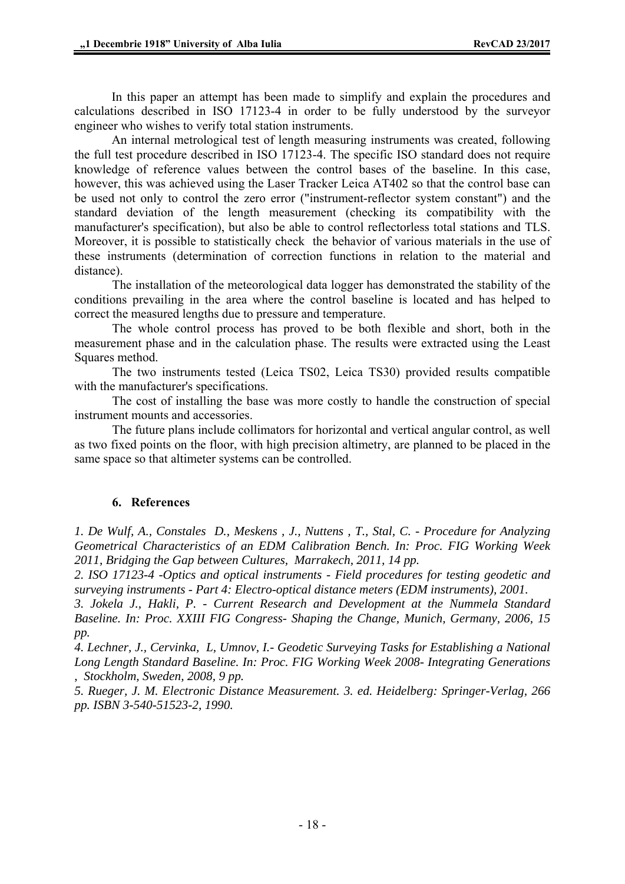In this paper an attempt has been made to simplify and explain the procedures and calculations described in ISO 17123-4 in order to be fully understood by the surveyor engineer who wishes to verify total station instruments.

An internal metrological test of length measuring instruments was created, following the full test procedure described in ISO 17123-4. The specific ISO standard does not require knowledge of reference values between the control bases of the baseline. In this case, however, this was achieved using the Laser Tracker Leica AT402 so that the control base can be used not only to control the zero error ("instrument-reflector system constant") and the standard deviation of the length measurement (checking its compatibility with the manufacturer's specification), but also be able to control reflectorless total stations and TLS. Moreover, it is possible to statistically check the behavior of various materials in the use of these instruments (determination of correction functions in relation to the material and distance).

The installation of the meteorological data logger has demonstrated the stability of the conditions prevailing in the area where the control baseline is located and has helped to correct the measured lengths due to pressure and temperature.

The whole control process has proved to be both flexible and short, both in the measurement phase and in the calculation phase. The results were extracted using the Least Squares method.

The two instruments tested (Leica TS02, Leica TS30) provided results compatible with the manufacturer's specifications.

The cost of installing the base was more costly to handle the construction of special instrument mounts and accessories.

The future plans include collimators for horizontal and vertical angular control, as well as two fixed points on the floor, with high precision altimetry, are planned to be placed in the same space so that altimeter systems can be controlled.

## 6. References

*1. De Wulf, A., Constales D., Meskens , J., Nuttens , T., Stal, C. - Procedure for Analyzing Geometrical Characteristics of an EDM Calibration Bench. In: Proc. FIG Working Week 2011, Bridging the Gap between Cultures, Marrakech, 2011, 14 pp.*

*2. ISO 17123-4 -Optics and optical instruments - Field procedures for testing geodetic and surveying instruments - Part 4: Electro-optical distance meters (EDM instruments), 2001.*

*3. Jokela J., Hakli, P. - Current Research and Development at the Nummela Standard Baseline. In: Proc. XXIII FIG Congress- Shaping the Change, Munich, Germany, 2006, 15 pp.*

*4. Lechner, J., Cervinka, L, Umnov, I.- Geodetic Surveying Tasks for Establishing a National Long Length Standard Baseline. In: Proc. FIG Working Week 2008- Integrating Generations , Stockholm, Sweden, 2008, 9 pp.*

*5. Rueger, J. M. Electronic Distance Measurement. 3. ed. Heidelberg: Springer-Verlag, 266 pp. ISBN 3-540-51523-2, 1990.*